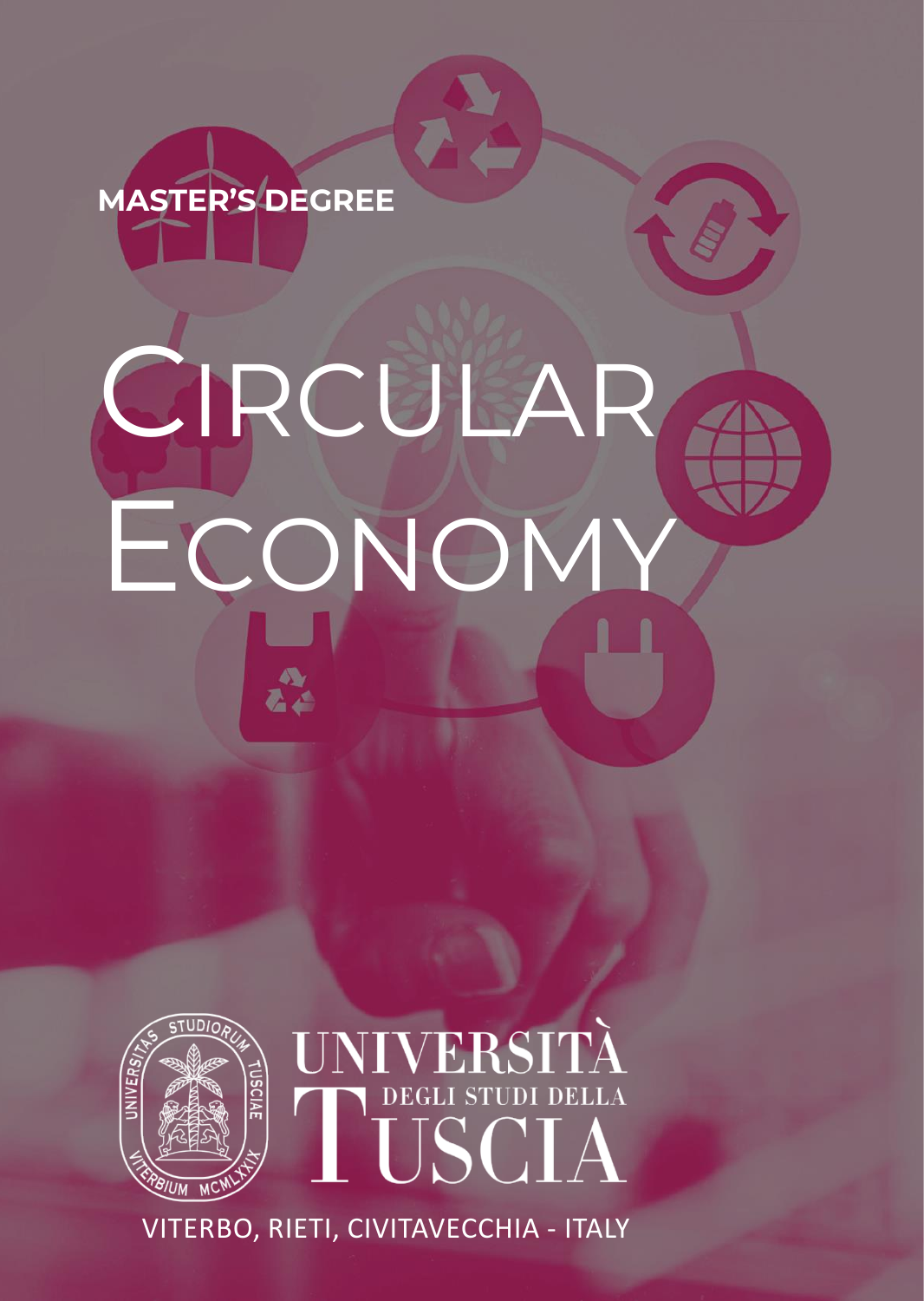**MASTER'S DEGREE**

# CIRCULAR ECONOMY

UNIVERSITÀ DEGLI STUDI DELLA TUSCIA

VITERBO, RIETI, CIVITAVECCHIA - ITALY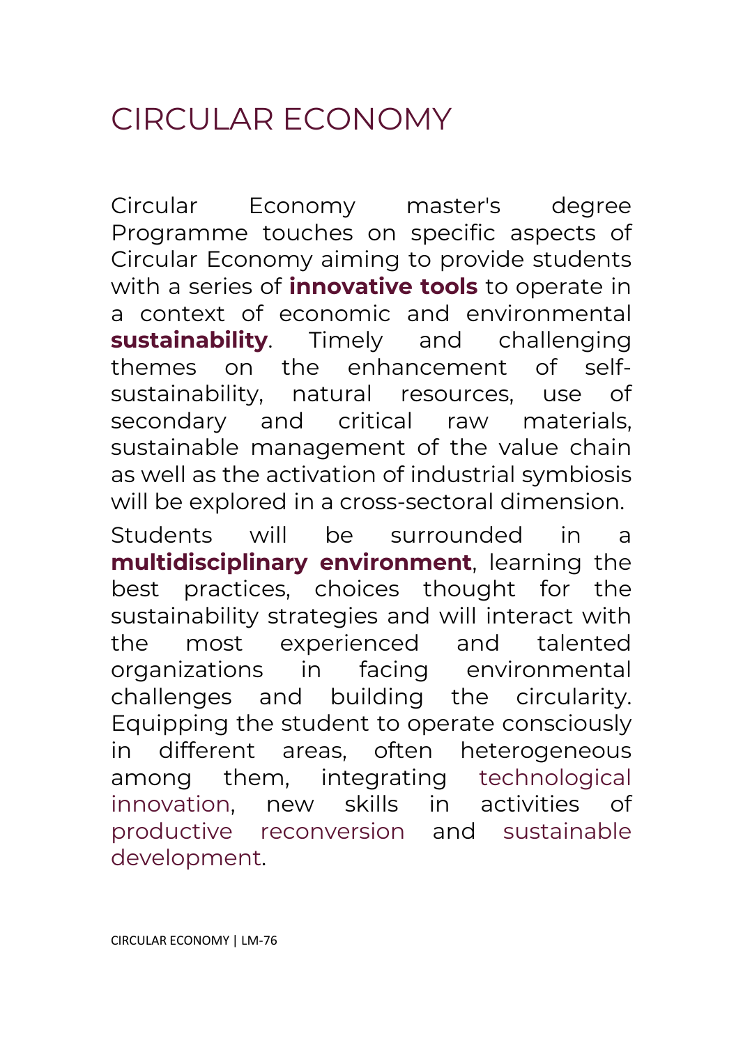# CIRCULAR ECONOMY

Circular Economy master's degree Programme touches on specific aspects of Circular Economy aiming to provide students with a series of **innovative tools** to operate in a context of economic and environmental **sustainability**. Timely and challenging themes on the enhancement of self-sustainability, natural resources, use of secondary and critical raw materials, sustainable management of the value chain as well as the activation of industrial symbiosis will be explored in a cross-sectoral dimension.

Students will be surrounded in a **multidisciplinary environment**, learning the best practices, choices thought for the sustainability strategies and will interact with the most experienced and talented organizations in facing environmental challenges and building the circularity. Equipping the student to operate consciously in different areas, often heterogeneous among them, integrating technological innovation, new skills in activities of productive reconversion and sustainable development.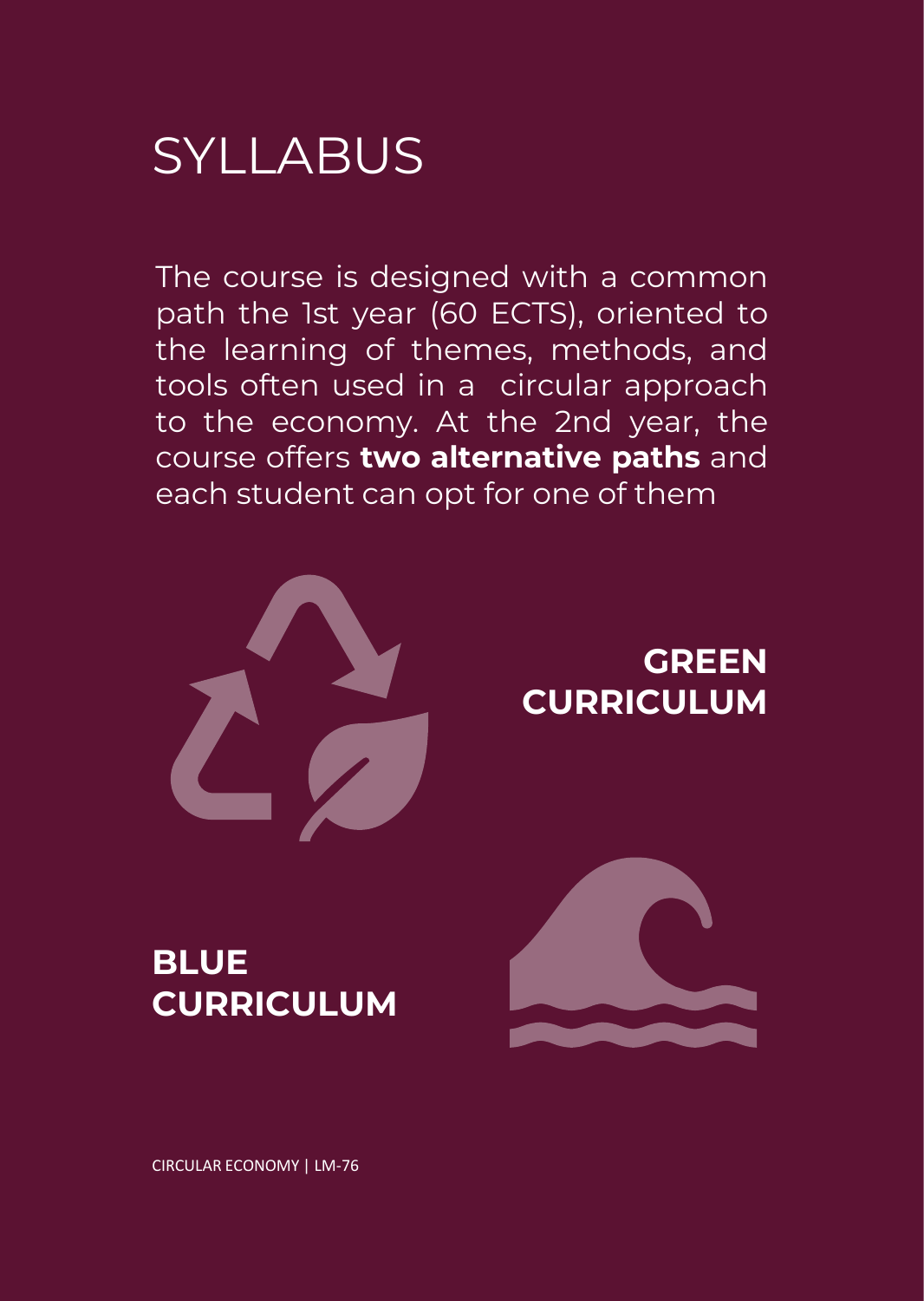# SYLLABUS

The course is designed with a common path the 1st year (60 ECTS), oriented to the learning of themes, methods, and tools often used in a circular approach to the economy. At the 2nd year, the course offers **two alternative paths** and each student can opt for one of them

## GREEN CURRICULUM

## BLUE CURRICULUM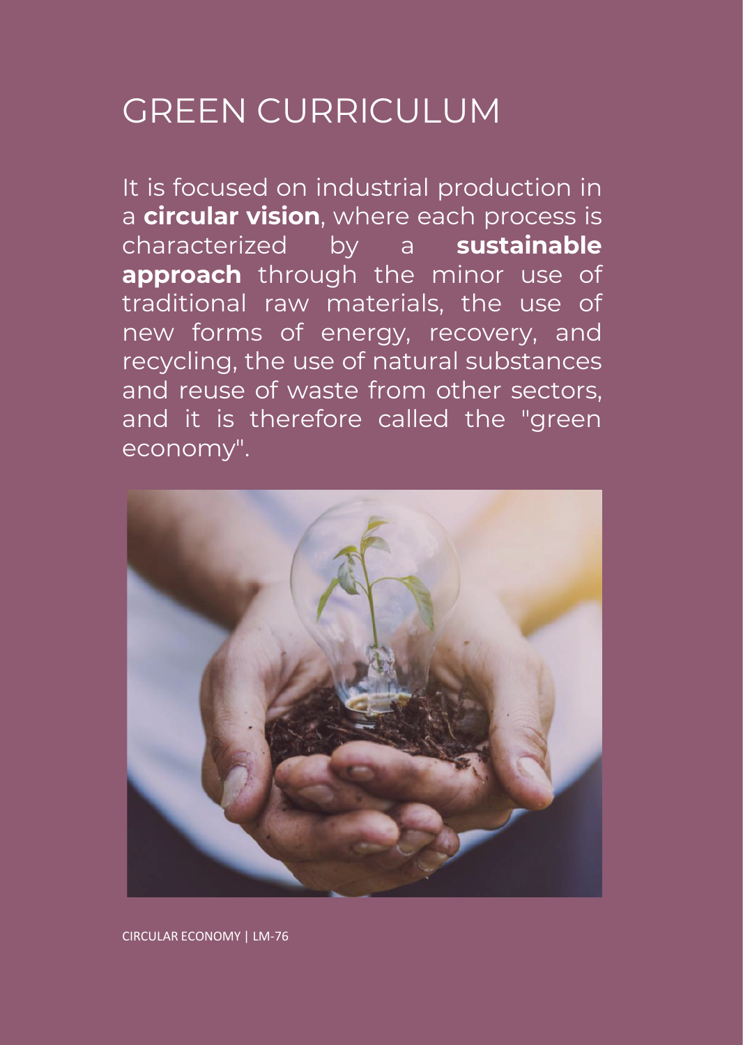# GREEN CURRICULUM

It is focused on industrial production in a **circular vision**, where each process is characterized by a **sustainable approach** through the minor use of traditional raw materials, the use of new forms of energy, recovery, and recycling, the use of natural substances and reuse of waste from other sectors, and it is therefore called the "green economy".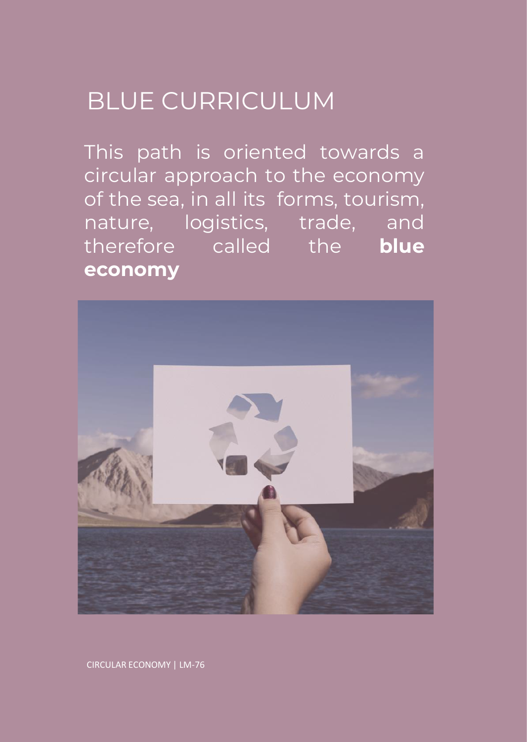# BLUE CURRICULUM

This path is oriented towards a circular approach to the economy of the sea, in all its forms, tourism, nature, logistics, trade, and therefore called the **blue economy**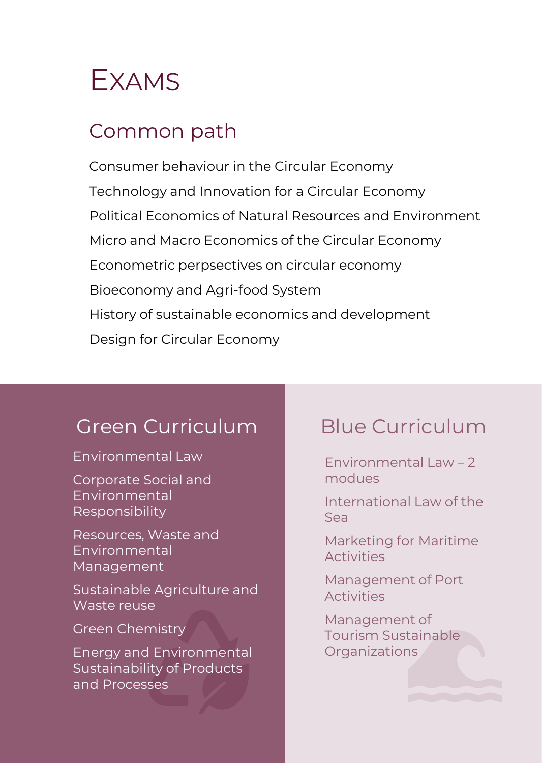# EXAMS

## Common path

Consumer behaviour in the Circular Economy

Technology and Innovation for a Circular Economy

Political Economics of Natural Resources and Environment

Micro and Macro Economics of the Circular Economy

Econometric perpsectives on circular economy

Bioeconomy and Agri-food System

History of sustainable economics and development

Design for Circular Economy

## Green Curriculum

Environmental Law

Corporate Social and Environmental Responsibility

Resources, Waste and Environmental Management

Sustainable Agriculture and Waste reuse

Green Chemistry

Energy and Environmental Sustainability of Products and Processes

## Blue Curriculum

Environmental Law – 2 modues

International Law of the Sea

Marketing for Maritime Activities

Management of Port Activities

Management of Tourism Sustainable Organizations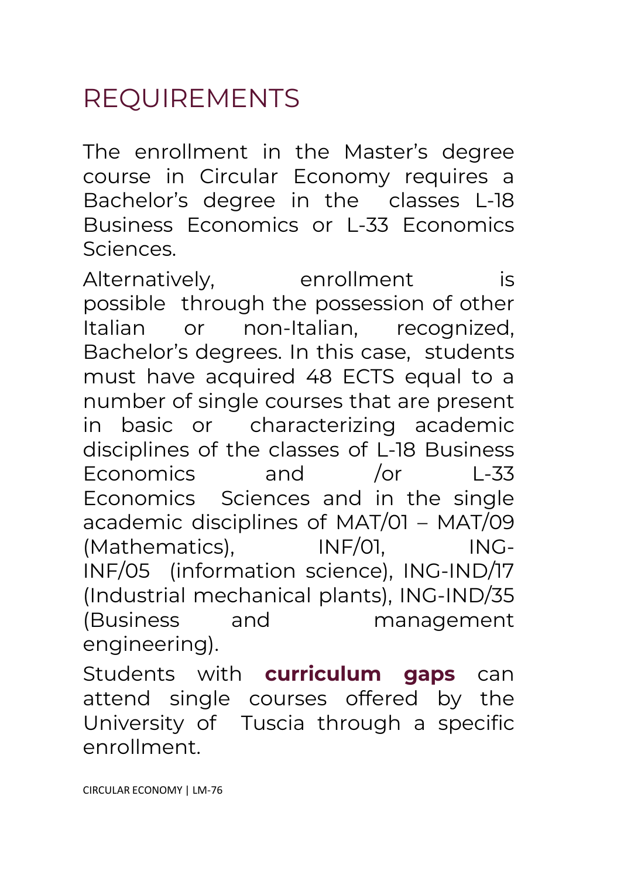# REQUIREMENTS

The enrollment in the Master's degree course in Circular Economy requires a Bachelor's degree in the classes L-18 Business Economics or L-33 Economics Sciences.

Alternatively, enrollment is possible through the possession of other Italian or non-Italian, recognized, Bachelor's degrees. In this case, students must have acquired 48 ECTS equal to a number of single courses that are present in basic or characterizing academic disciplines of the classes of L-18 Business Economics and /or L-33 Economics Sciences and in the single academic disciplines of MAT/01 – MAT/09 (Mathematics), INF/01, ING-INF/05 (information science), ING-IND/17 (Industrial mechanical plants), ING-IND/35 (Business and management engineering).

Students with **curriculum gaps** can attend single courses offered by the University of Tuscia through a specific enrollment.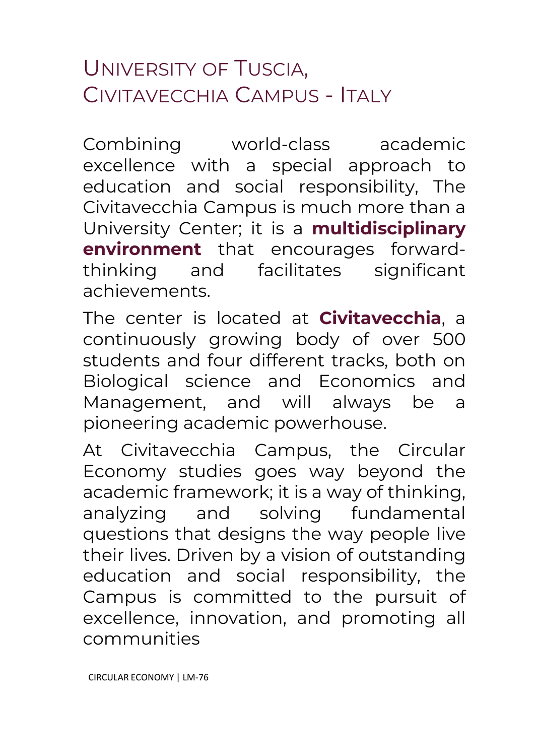# University of Tuscia, Civitavecchia Campus - Italy

Combining world-class academic excellence with a special approach to education and social responsibility, The Civitavecchia Campus is much more than a University Center; it is a **multidisciplinary environment** that encourages forward-thinking and facilitates significant achievements.

The center is located at **Civitavecchia**, a continuously growing body of over 500 students and four different tracks, both on Biological science and Economics and Management, and will always be a pioneering academic powerhouse.

At Civitavecchia Campus, the Circular Economy studies goes way beyond the academic framework; it is a way of thinking, analyzing and solving fundamental questions that designs the way people live their lives. Driven by a vision of outstanding education and social responsibility, the Campus is committed to the pursuit of excellence, innovation, and promoting all communities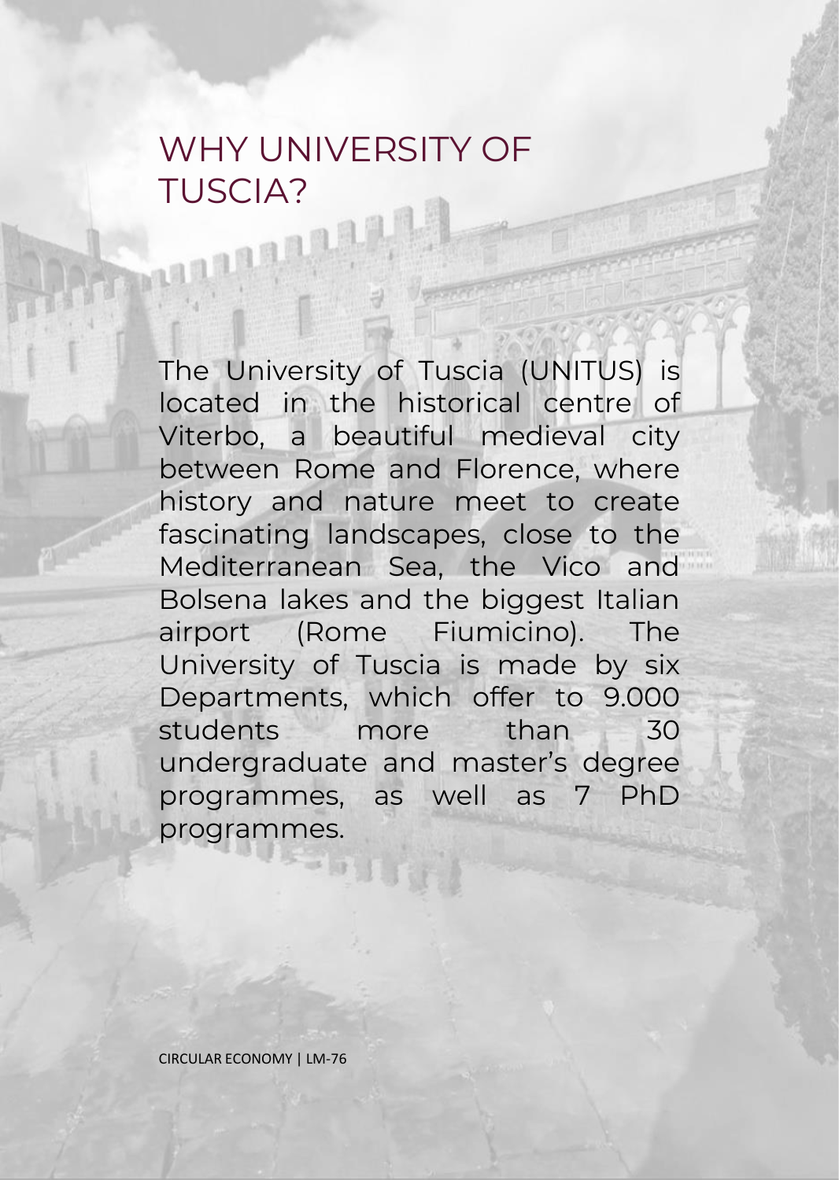# WHY UNIVERSITY OF TUSCIA?

The University of Tuscia (UNITUS) is located in the historical centre of Viterbo, a beautiful medieval city between Rome and Florence, where history and nature meet to create fascinating landscapes, close to the Mediterranean Sea, the Vico and Bolsena lakes and the biggest Italian airport (Rome Fiumicino). The University of Tuscia is made by six Departments, which offer to 9.000 students more than 30 undergraduate and master's degree programmes, as well as 7 PhD programmes.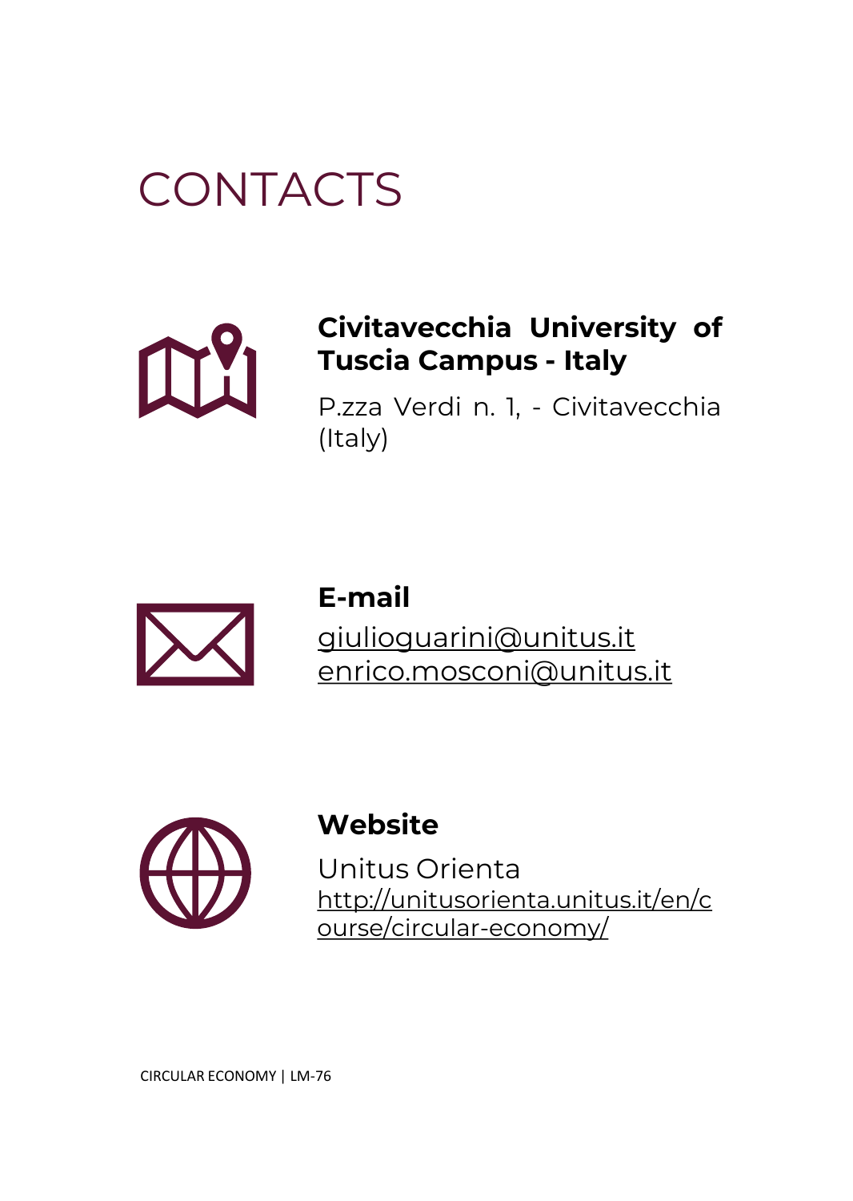# CONTACTS

**Civitavecchia University of Tuscia Campus - Italy**

P.zza Verdi n. 1, - Civitavecchia (Italy)

**E-mail**

giulioguarini@unitus.it
enrico.mosconi@unitus.it

**Website**

Unitus Orienta
http://unitusorienta.unitus.it/en/course/circular-economy/